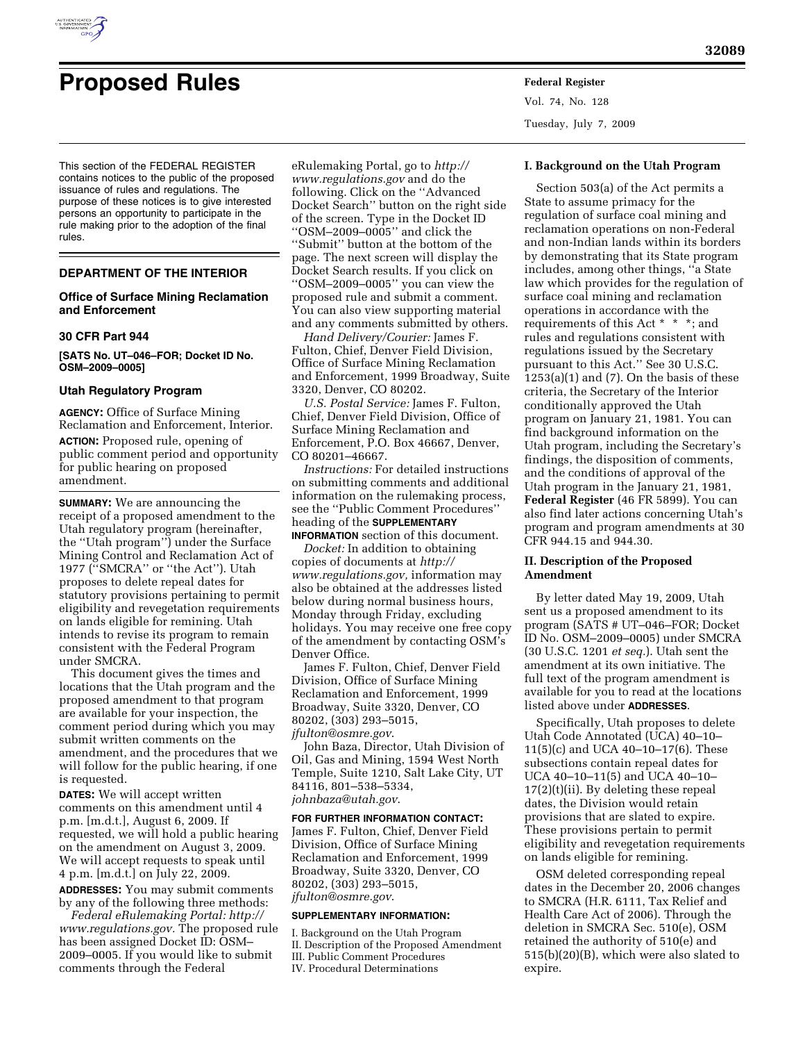# Proposed Rules

This section of the FEDERAL REGISTER contains notices to the public of the proposed issuance of rules and regulations. The purpose of these notices is to give interested persons an opportunity to participate in the rule making prior to the adoption of the final rules.

## DEPARTMENT OF THE INTERIOR

### Office of Surface Mining Reclamation and Enforcement

### 30 CFR Part 944

**[SATS No. UT–046–FOR; Docket ID No. OSM–2009–0005]**

### Utah Regulatory Program

**AGENCY:** Office of Surface Mining Reclamation and Enforcement, Interior.

**ACTION:** Proposed rule, opening of public comment period and opportunity for public hearing on proposed amendment.

**SUMMARY:** We are announcing the receipt of a proposed amendment to the Utah regulatory program (hereinafter, the ''Utah program'') under the Surface Mining Control and Reclamation Act of 1977 (''SMCRA'' or ''the Act''). Utah proposes to delete repeal dates for statutory provisions pertaining to permit eligibility and revegetation requirements on lands eligible for remining. Utah intends to revise its program to remain consistent with the Federal Program under SMCRA.

This document gives the times and locations that the Utah program and the proposed amendment to that program are available for your inspection, the comment period during which you may submit written comments on the amendment, and the procedures that we will follow for the public hearing, if one is requested.

**DATES:** We will accept written comments on this amendment until 4 p.m. [m.d.t.], August 6, 2009. If requested, we will hold a public hearing on the amendment on August 3, 2009. We will accept requests to speak until 4 p.m. [m.d.t.] on July 22, 2009.

**ADDRESSES:** You may submit comments by any of the following three methods:

*Federal eRulemaking Portal: http://www.regulations.gov.* The proposed rule has been assigned Docket ID: OSM–2009–0005. If you would like to submit comments through the Federal eRulemaking Portal, go to *http://www.regulations.gov* and do the following. Click on the ''Advanced Docket Search'' button on the right side of the screen. Type in the Docket ID ''OSM–2009–0005'' and click the ''Submit'' button at the bottom of the page. The next screen will display the Docket Search results. If you click on ''OSM–2009–0005'' you can view the proposed rule and submit a comment. You can also view supporting material and any comments submitted by others.

*Hand Delivery/Courier:* James F. Fulton, Chief, Denver Field Division, Office of Surface Mining Reclamation and Enforcement, 1999 Broadway, Suite 3320, Denver, CO 80202.

*U.S. Postal Service:* James F. Fulton, Chief, Denver Field Division, Office of Surface Mining Reclamation and Enforcement, P.O. Box 46667, Denver, CO 80201–46667.

*Instructions:* For detailed instructions on submitting comments and additional information on the rulemaking process, see the ''Public Comment Procedures'' heading of the **SUPPLEMENTARY INFORMATION** section of this document.

*Docket:* In addition to obtaining copies of documents at *http://www.regulations.gov,* information may also be obtained at the addresses listed below during normal business hours, Monday through Friday, excluding holidays. You may receive one free copy of the amendment by contacting OSM's Denver Office.

James F. Fulton, Chief, Denver Field Division, Office of Surface Mining Reclamation and Enforcement, 1999 Broadway, Suite 3320, Denver, CO 80202, (303) 293–5015, *jfulton@osmre.gov*.

John Baza, Director, Utah Division of Oil, Gas and Mining, 1594 West North Temple, Suite 1210, Salt Lake City, UT 84116, 801–538–5334, *johnbaza@utah.gov*.

**FOR FURTHER INFORMATION CONTACT:** James F. Fulton, Chief, Denver Field Division, Office of Surface Mining Reclamation and Enforcement, 1999 Broadway, Suite 3320, Denver, CO 80202, (303) 293–5015, *jfulton@osmre.gov*.

**SUPPLEMENTARY INFORMATION:**

I. Background on the Utah Program
II. Description of the Proposed Amendment
III. Public Comment Procedures
IV. Procedural Determinations

#### I. Background on the Utah Program

Section 503(a) of the Act permits a State to assume primacy for the regulation of surface coal mining and reclamation operations on non-Federal and non-Indian lands within its borders by demonstrating that its State program includes, among other things, ''a State law which provides for the regulation of surface coal mining and reclamation operations in accordance with the requirements of this Act * * *; and rules and regulations consistent with regulations issued by the Secretary pursuant to this Act.'' See 30 U.S.C. 1253(a)(1) and (7). On the basis of these criteria, the Secretary of the Interior conditionally approved the Utah program on January 21, 1981. You can find background information on the Utah program, including the Secretary's findings, the disposition of comments, and the conditions of approval of the Utah program in the January 21, 1981, **Federal Register** (46 FR 5899). You can also find later actions concerning Utah's program and program amendments at 30 CFR 944.15 and 944.30.

#### II. Description of the Proposed Amendment

By letter dated May 19, 2009, Utah sent us a proposed amendment to its program (SATS # UT–046–FOR; Docket ID No. OSM–2009–0005) under SMCRA (30 U.S.C. 1201 *et seq.*). Utah sent the amendment at its own initiative. The full text of the program amendment is available for you to read at the locations listed above under **ADDRESSES**.

Specifically, Utah proposes to delete Utah Code Annotated (UCA) 40–10–11(5)(c) and UCA 40–10–17(6). These subsections contain repeal dates for UCA 40–10–11(5) and UCA 40–10–17(2)(t)(ii). By deleting these repeal dates, the Division would retain provisions that are slated to expire. These provisions pertain to permit eligibility and revegetation requirements on lands eligible for remining.

OSM deleted corresponding repeal dates in the December 20, 2006 changes to SMCRA (H.R. 6111, Tax Relief and Health Care Act of 2006). Through the deletion in SMCRA Sec. 510(e), OSM retained the authority of 510(e) and 515(b)(20)(B), which were also slated to expire.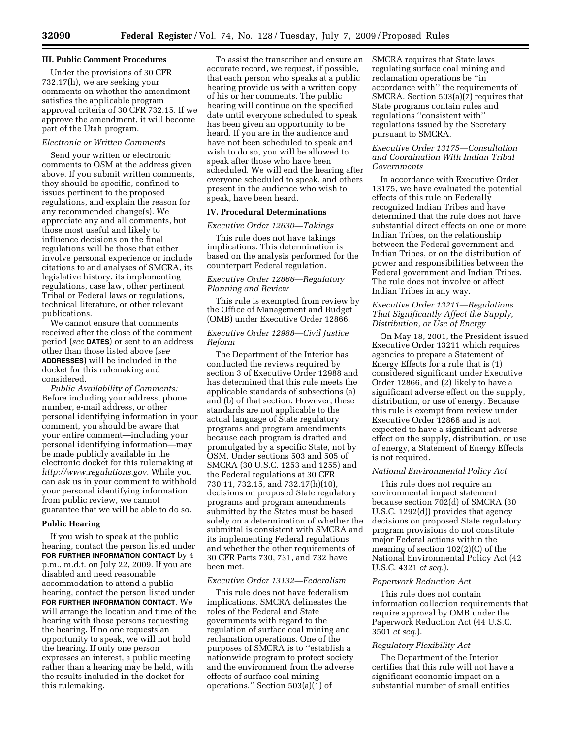## III. Public Comment Procedures

Under the provisions of 30 CFR 732.17(h), we are seeking your comments on whether the amendment satisfies the applicable program approval criteria of 30 CFR 732.15. If we approve the amendment, it will become part of the Utah program.

### *Electronic or Written Comments*

Send your written or electronic comments to OSM at the address given above. If you submit written comments, they should be specific, confined to issues pertinent to the proposed regulations, and explain the reason for any recommended change(s). We appreciate any and all comments, but those most useful and likely to influence decisions on the final regulations will be those that either involve personal experience or include citations to and analyses of SMCRA, its legislative history, its implementing regulations, case law, other pertinent Tribal or Federal laws or regulations, technical literature, or other relevant publications.

We cannot ensure that comments received after the close of the comment period (*see* **DATES**) or sent to an address other than those listed above (*see* **ADDRESSES**) will be included in the docket for this rulemaking and considered.

*Public Availability of Comments:* Before including your address, phone number, e-mail address, or other personal identifying information in your comment, you should be aware that your entire comment—including your personal identifying information—may be made publicly available in the electronic docket for this rulemaking at *http://www.regulations.gov*. While you can ask us in your comment to withhold your personal identifying information from public review, we cannot guarantee that we will be able to do so.

### Public Hearing

If you wish to speak at the public hearing, contact the person listed under **FOR FURTHER INFORMATION CONTACT** by 4 p.m., m.d.t. on July 22, 2009. If you are disabled and need reasonable accommodation to attend a public hearing, contact the person listed under **FOR FURTHER INFORMATION CONTACT**. We will arrange the location and time of the hearing with those persons requesting the hearing. If no one requests an opportunity to speak, we will not hold the hearing. If only one person expresses an interest, a public meeting rather than a hearing may be held, with the results included in the docket for this rulemaking.

To assist the transcriber and ensure an accurate record, we request, if possible, that each person who speaks at a public hearing provide us with a written copy of his or her comments. The public hearing will continue on the specified date until everyone scheduled to speak has been given an opportunity to be heard. If you are in the audience and have not been scheduled to speak and wish to do so, you will be allowed to speak after those who have been scheduled. We will end the hearing after everyone scheduled to speak, and others present in the audience who wish to speak, have been heard.

## IV. Procedural Determinations

### *Executive Order 12630—Takings*

This rule does not have takings implications. This determination is based on the analysis performed for the counterpart Federal regulation.

### *Executive Order 12866—Regulatory Planning and Review*

This rule is exempted from review by the Office of Management and Budget (OMB) under Executive Order 12866.

### *Executive Order 12988—Civil Justice Reform*

The Department of the Interior has conducted the reviews required by section 3 of Executive Order 12988 and has determined that this rule meets the applicable standards of subsections (a) and (b) of that section. However, these standards are not applicable to the actual language of State regulatory programs and program amendments because each program is drafted and promulgated by a specific State, not by OSM. Under sections 503 and 505 of SMCRA (30 U.S.C. 1253 and 1255) and the Federal regulations at 30 CFR 730.11, 732.15, and 732.17(h)(10), decisions on proposed State regulatory programs and program amendments submitted by the States must be based solely on a determination of whether the submittal is consistent with SMCRA and its implementing Federal regulations and whether the other requirements of 30 CFR Parts 730, 731, and 732 have been met.

### *Executive Order 13132—Federalism*

This rule does not have federalism implications. SMCRA delineates the roles of the Federal and State governments with regard to the regulation of surface coal mining and reclamation operations. One of the purposes of SMCRA is to ''establish a nationwide program to protect society and the environment from the adverse effects of surface coal mining operations.'' Section 503(a)(1) of SMCRA requires that State laws regulating surface coal mining and reclamation operations be ''in accordance with'' the requirements of SMCRA. Section 503(a)(7) requires that State programs contain rules and regulations ''consistent with'' regulations issued by the Secretary pursuant to SMCRA.

### *Executive Order 13175—Consultation and Coordination With Indian Tribal Governments*

In accordance with Executive Order 13175, we have evaluated the potential effects of this rule on Federally recognized Indian Tribes and have determined that the rule does not have substantial direct effects on one or more Indian Tribes, on the relationship between the Federal government and Indian Tribes, or on the distribution of power and responsibilities between the Federal government and Indian Tribes. The rule does not involve or affect Indian Tribes in any way.

### *Executive Order 13211—Regulations That Significantly Affect the Supply, Distribution, or Use of Energy*

On May 18, 2001, the President issued Executive Order 13211 which requires agencies to prepare a Statement of Energy Effects for a rule that is (1) considered significant under Executive Order 12866, and (2) likely to have a significant adverse effect on the supply, distribution, or use of energy. Because this rule is exempt from review under Executive Order 12866 and is not expected to have a significant adverse effect on the supply, distribution, or use of energy, a Statement of Energy Effects is not required.

### *National Environmental Policy Act*

This rule does not require an environmental impact statement because section 702(d) of SMCRA (30 U.S.C. 1292(d)) provides that agency decisions on proposed State regulatory program provisions do not constitute major Federal actions within the meaning of section 102(2)(C) of the National Environmental Policy Act (42 U.S.C. 4321 *et seq.*).

### *Paperwork Reduction Act*

This rule does not contain information collection requirements that require approval by OMB under the Paperwork Reduction Act (44 U.S.C. 3501 *et seq.*).

### *Regulatory Flexibility Act*

The Department of the Interior certifies that this rule will not have a significant economic impact on a substantial number of small entities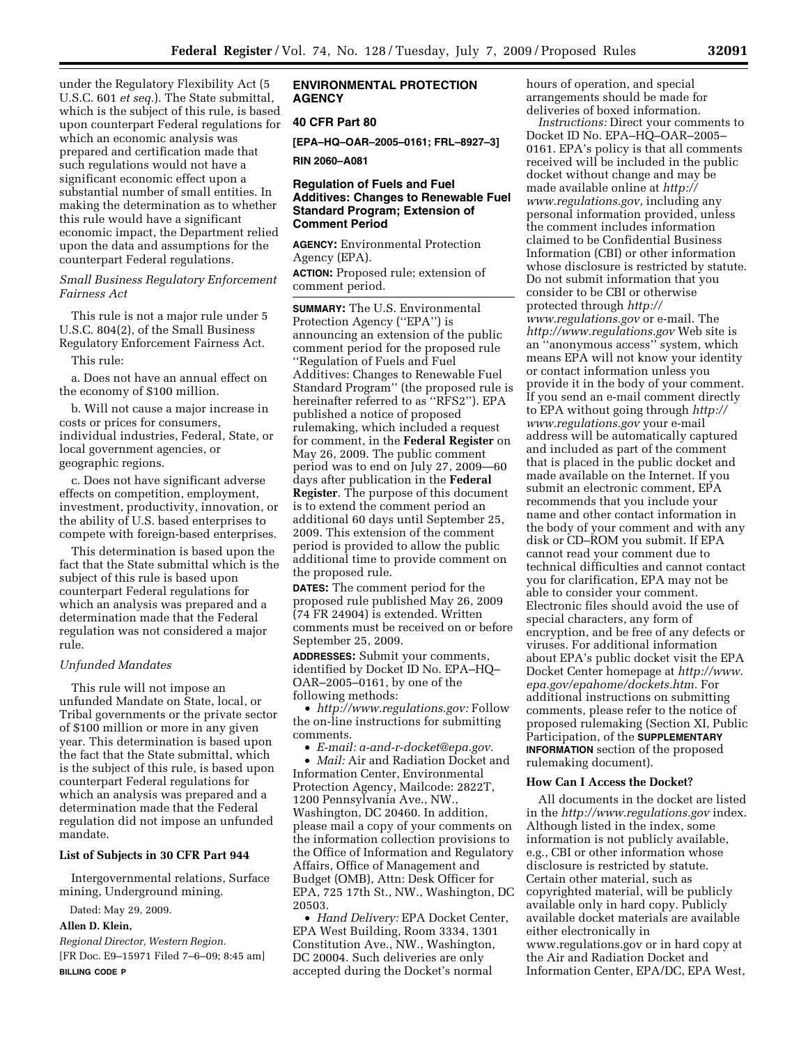under the Regulatory Flexibility Act (5 U.S.C. 601 *et seq.*). The State submittal, which is the subject of this rule, is based upon counterpart Federal regulations for which an economic analysis was prepared and certification made that such regulations would not have a significant economic effect upon a substantial number of small entities. In making the determination as to whether this rule would have a significant economic impact, the Department relied upon the data and assumptions for the counterpart Federal regulations.

*Small Business Regulatory Enforcement Fairness Act*

This rule is not a major rule under 5 U.S.C. 804(2), of the Small Business Regulatory Enforcement Fairness Act.

This rule:

a. Does not have an annual effect on the economy of $100 million.

b. Will not cause a major increase in costs or prices for consumers, individual industries, Federal, State, or local government agencies, or geographic regions.

c. Does not have significant adverse effects on competition, employment, investment, productivity, innovation, or the ability of U.S. based enterprises to compete with foreign-based enterprises.

This determination is based upon the fact that the State submittal which is the subject of this rule is based upon counterpart Federal regulations for which an analysis was prepared and a determination made that the Federal regulation was not considered a major rule.

*Unfunded Mandates*

This rule will not impose an unfunded Mandate on State, local, or Tribal governments or the private sector of $100 million or more in any given year. This determination is based upon the fact that the State submittal, which is the subject of this rule, is based upon counterpart Federal regulations for which an analysis was prepared and a determination made that the Federal regulation did not impose an unfunded mandate.

**List of Subjects in 30 CFR Part 944**

Intergovernmental relations, Surface mining, Underground mining.

Dated: May 29, 2009.

**Allen D. Klein,**

*Regional Director, Western Region.*

[FR Doc. E9–15971 Filed 7–6–09; 8:45 am]

**BILLING CODE P**

## ENVIRONMENTAL PROTECTION AGENCY

### 40 CFR Part 80

**[EPA–HQ–OAR–2005–0161; FRL–8927–3]**

**RIN 2060–A081**

### Regulation of Fuels and Fuel Additives: Changes to Renewable Fuel Standard Program; Extension of Comment Period

**AGENCY:** Environmental Protection Agency (EPA).

**ACTION:** Proposed rule; extension of comment period.

**SUMMARY:** The U.S. Environmental Protection Agency (''EPA'') is announcing an extension of the public comment period for the proposed rule ''Regulation of Fuels and Fuel Additives: Changes to Renewable Fuel Standard Program'' (the proposed rule is hereinafter referred to as ''RFS2''). EPA published a notice of proposed rulemaking, which included a request for comment, in the **Federal Register** on May 26, 2009. The public comment period was to end on July 27, 2009—60 days after publication in the **Federal Register**. The purpose of this document is to extend the comment period an additional 60 days until September 25, 2009. This extension of the comment period is provided to allow the public additional time to provide comment on the proposed rule.

**DATES:** The comment period for the proposed rule published May 26, 2009 (74 FR 24904) is extended. Written comments must be received on or before September 25, 2009.

**ADDRESSES:** Submit your comments, identified by Docket ID No. EPA–HQ–OAR–2005–0161, by one of the following methods:

- *http://www.regulations.gov:* Follow the on-line instructions for submitting comments.
- *E-mail: a-and-r-docket@epa.gov.*
- *Mail:* Air and Radiation Docket and Information Center, Environmental Protection Agency, Mailcode: 2822T, 1200 Pennsylvania Ave., NW., Washington, DC 20460. In addition, please mail a copy of your comments on the information collection provisions to the Office of Information and Regulatory Affairs, Office of Management and Budget (OMB), Attn: Desk Officer for EPA, 725 17th St., NW., Washington, DC 20503.
- *Hand Delivery:* EPA Docket Center, EPA West Building, Room 3334, 1301 Constitution Ave., NW., Washington, DC 20004. Such deliveries are only accepted during the Docket's normal hours of operation, and special arrangements should be made for deliveries of boxed information.

*Instructions:* Direct your comments to Docket ID No. EPA–HQ–OAR–2005–0161. EPA's policy is that all comments received will be included in the public docket without change and may be made available online at *http://www.regulations.gov,* including any personal information provided, unless the comment includes information claimed to be Confidential Business Information (CBI) or other information whose disclosure is restricted by statute. Do not submit information that you consider to be CBI or otherwise protected through *http://www.regulations.gov* or e-mail. The *http://www.regulations.gov* Web site is an ''anonymous access'' system, which means EPA will not know your identity or contact information unless you provide it in the body of your comment. If you send an e-mail comment directly to EPA without going through *http://www.regulations.gov* your e-mail address will be automatically captured and included as part of the comment that is placed in the public docket and made available on the Internet. If you submit an electronic comment, EPA recommends that you include your name and other contact information in the body of your comment and with any disk or CD–ROM you submit. If EPA cannot read your comment due to technical difficulties and cannot contact you for clarification, EPA may not be able to consider your comment. Electronic files should avoid the use of special characters, any form of encryption, and be free of any defects or viruses. For additional information about EPA's public docket visit the EPA Docket Center homepage at *http://www.epa.gov/epahome/dockets.htm.* For additional instructions on submitting comments, please refer to the notice of proposed rulemaking (Section XI, Public Participation, of the **SUPPLEMENTARY INFORMATION** section of the proposed rulemaking document).

**How Can I Access the Docket?**

All documents in the docket are listed in the *http://www.regulations.gov* index. Although listed in the index, some information is not publicly available, e.g., CBI or other information whose disclosure is restricted by statute. Certain other material, such as copyrighted material, will be publicly available only in hard copy. Publicly available docket materials are available either electronically in www.regulations.gov or in hard copy at the Air and Radiation Docket and Information Center, EPA/DC, EPA West,